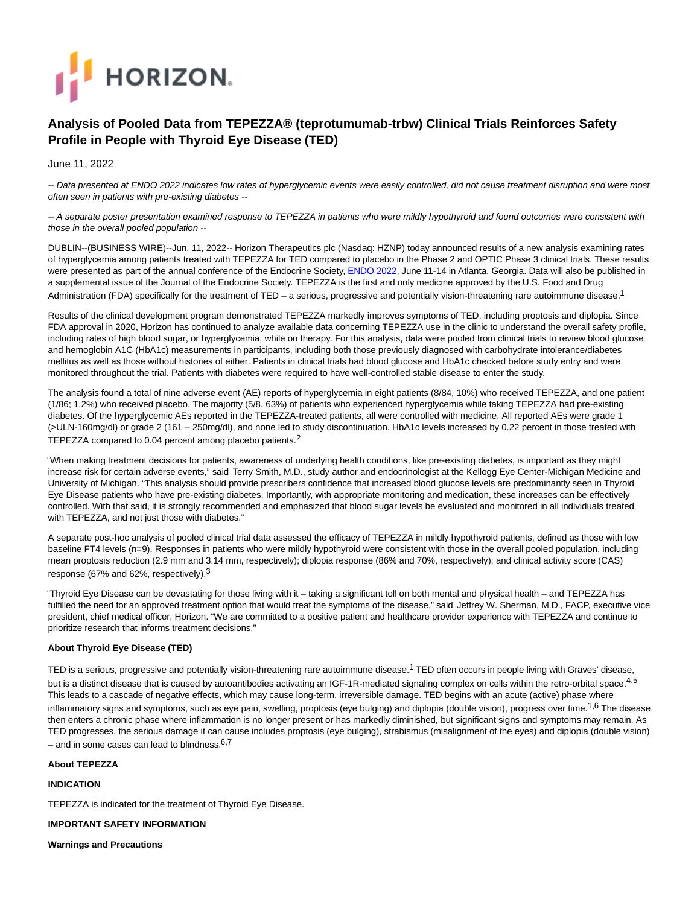HORIZON.

# Analysis of Pooled Data from TEPEZZA® (teprotumumab-trbw) Clinical Trials Reinforces Safety Profile in People with Thyroid Eye Disease (TED)

June 11, 2022

*-- Data presented at ENDO 2022 indicates low rates of hyperglycemic events were easily controlled, did not cause treatment disruption and were most often seen in patients with pre-existing diabetes --*

*-- A separate poster presentation examined response to TEPEZZA in patients who were mildly hypothyroid and found outcomes were consistent with those in the overall pooled population --*

DUBLIN--(BUSINESS WIRE)--Jun. 11, 2022-- Horizon Therapeutics plc (Nasdaq: HZNP) today announced results of a new analysis examining rates of hyperglycemia among patients treated with TEPEZZA for TED compared to placebo in the Phase 2 and OPTIC Phase 3 clinical trials. These results were presented as part of the annual conference of the Endocrine Society, ENDO 2022, June 11-14 in Atlanta, Georgia. Data will also be published in a supplemental issue of the Journal of the Endocrine Society. TEPEZZA is the first and only medicine approved by the U.S. Food and Drug Administration (FDA) specifically for the treatment of TED – a serious, progressive and potentially vision-threatening rare autoimmune disease.[1]

Results of the clinical development program demonstrated TEPEZZA markedly improves symptoms of TED, including proptosis and diplopia. Since FDA approval in 2020, Horizon has continued to analyze available data concerning TEPEZZA use in the clinic to understand the overall safety profile, including rates of high blood sugar, or hyperglycemia, while on therapy. For this analysis, data were pooled from clinical trials to review blood glucose and hemoglobin A1C (HbA1c) measurements in participants, including both those previously diagnosed with carbohydrate intolerance/diabetes mellitus as well as those without histories of either. Patients in clinical trials had blood glucose and HbA1c checked before study entry and were monitored throughout the trial. Patients with diabetes were required to have well-controlled stable disease to enter the study.

The analysis found a total of nine adverse event (AE) reports of hyperglycemia in eight patients (8/84, 10%) who received TEPEZZA, and one patient (1/86; 1.2%) who received placebo. The majority (5/8, 63%) of patients who experienced hyperglycemia while taking TEPEZZA had pre-existing diabetes. Of the hyperglycemic AEs reported in the TEPEZZA-treated patients, all were controlled with medicine. All reported AEs were grade 1 (>ULN-160mg/dl) or grade 2 (161 – 250mg/dl), and none led to study discontinuation. HbA1c levels increased by 0.22 percent in those treated with TEPEZZA compared to 0.04 percent among placebo patients.[2]

"When making treatment decisions for patients, awareness of underlying health conditions, like pre-existing diabetes, is important as they might increase risk for certain adverse events," said Terry Smith, M.D., study author and endocrinologist at the Kellogg Eye Center-Michigan Medicine and University of Michigan. "This analysis should provide prescribers confidence that increased blood glucose levels are predominantly seen in Thyroid Eye Disease patients who have pre-existing diabetes. Importantly, with appropriate monitoring and medication, these increases can be effectively controlled. With that said, it is strongly recommended and emphasized that blood sugar levels be evaluated and monitored in all individuals treated with TEPEZZA, and not just those with diabetes."

A separate post-hoc analysis of pooled clinical trial data assessed the efficacy of TEPEZZA in mildly hypothyroid patients, defined as those with low baseline FT4 levels (n=9). Responses in patients who were mildly hypothyroid were consistent with those in the overall pooled population, including mean proptosis reduction (2.9 mm and 3.14 mm, respectively); diplopia response (86% and 70%, respectively); and clinical activity score (CAS) response (67% and 62%, respectively).[3]

"Thyroid Eye Disease can be devastating for those living with it – taking a significant toll on both mental and physical health – and TEPEZZA has fulfilled the need for an approved treatment option that would treat the symptoms of the disease," said Jeffrey W. Sherman, M.D., FACP, executive vice president, chief medical officer, Horizon. "We are committed to a positive patient and healthcare provider experience with TEPEZZA and continue to prioritize research that informs treatment decisions."

**About Thyroid Eye Disease (TED)**

TED is a serious, progressive and potentially vision-threatening rare autoimmune disease.[1] TED often occurs in people living with Graves' disease, but is a distinct disease that is caused by autoantibodies activating an IGF-1R-mediated signaling complex on cells within the retro-orbital space.[4,5] This leads to a cascade of negative effects, which may cause long-term, irreversible damage. TED begins with an acute (active) phase where inflammatory signs and symptoms, such as eye pain, swelling, proptosis (eye bulging) and diplopia (double vision), progress over time.[1,6] The disease then enters a chronic phase where inflammation is no longer present or has markedly diminished, but significant signs and symptoms may remain. As TED progresses, the serious damage it can cause includes proptosis (eye bulging), strabismus (misalignment of the eyes) and diplopia (double vision) – and in some cases can lead to blindness.[6,7]

**About TEPEZZA**

**INDICATION**

TEPEZZA is indicated for the treatment of Thyroid Eye Disease.

**IMPORTANT SAFETY INFORMATION**

**Warnings and Precautions**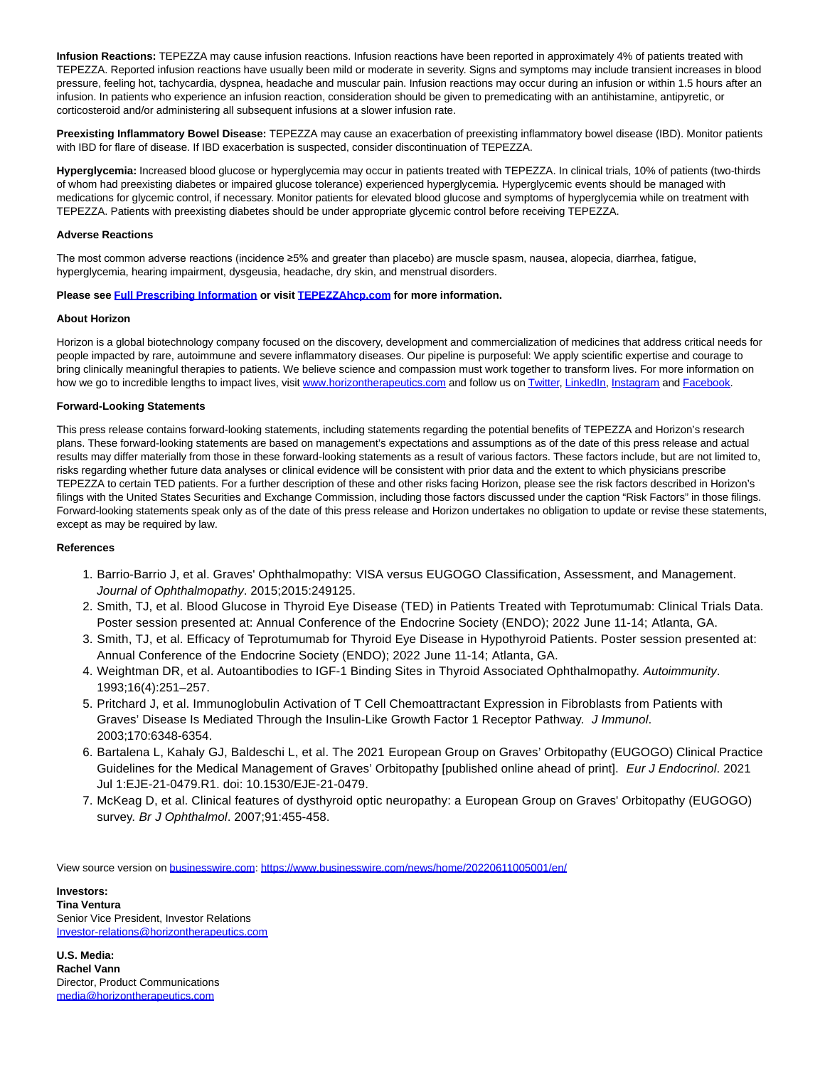**Infusion Reactions:** TEPEZZA may cause infusion reactions. Infusion reactions have been reported in approximately 4% of patients treated with TEPEZZA. Reported infusion reactions have usually been mild or moderate in severity. Signs and symptoms may include transient increases in blood pressure, feeling hot, tachycardia, dyspnea, headache and muscular pain. Infusion reactions may occur during an infusion or within 1.5 hours after an infusion. In patients who experience an infusion reaction, consideration should be given to premedicating with an antihistamine, antipyretic, or corticosteroid and/or administering all subsequent infusions at a slower infusion rate.

**Preexisting Inflammatory Bowel Disease:** TEPEZZA may cause an exacerbation of preexisting inflammatory bowel disease (IBD). Monitor patients with IBD for flare of disease. If IBD exacerbation is suspected, consider discontinuation of TEPEZZA.

**Hyperglycemia:** Increased blood glucose or hyperglycemia may occur in patients treated with TEPEZZA. In clinical trials, 10% of patients (two-thirds of whom had preexisting diabetes or impaired glucose tolerance) experienced hyperglycemia. Hyperglycemic events should be managed with medications for glycemic control, if necessary. Monitor patients for elevated blood glucose and symptoms of hyperglycemia while on treatment with TEPEZZA. Patients with preexisting diabetes should be under appropriate glycemic control before receiving TEPEZZA.

**Adverse Reactions**

The most common adverse reactions (incidence ≥5% and greater than placebo) are muscle spasm, nausea, alopecia, diarrhea, fatigue, hyperglycemia, hearing impairment, dysgeusia, headache, dry skin, and menstrual disorders.

**Please see Full Prescribing Information or visit TEPEZZAhcp.com for more information.**

**About Horizon**

Horizon is a global biotechnology company focused on the discovery, development and commercialization of medicines that address critical needs for people impacted by rare, autoimmune and severe inflammatory diseases. Our pipeline is purposeful: We apply scientific expertise and courage to bring clinically meaningful therapies to patients. We believe science and compassion must work together to transform lives. For more information on how we go to incredible lengths to impact lives, visit www.horizontherapeutics.com and follow us on Twitter, LinkedIn, Instagram and Facebook.

**Forward-Looking Statements**

This press release contains forward-looking statements, including statements regarding the potential benefits of TEPEZZA and Horizon's research plans. These forward-looking statements are based on management's expectations and assumptions as of the date of this press release and actual results may differ materially from those in these forward-looking statements as a result of various factors. These factors include, but are not limited to, risks regarding whether future data analyses or clinical evidence will be consistent with prior data and the extent to which physicians prescribe TEPEZZA to certain TED patients. For a further description of these and other risks facing Horizon, please see the risk factors described in Horizon's filings with the United States Securities and Exchange Commission, including those factors discussed under the caption "Risk Factors" in those filings. Forward-looking statements speak only as of the date of this press release and Horizon undertakes no obligation to update or revise these statements, except as may be required by law.

**References**

1. Barrio-Barrio J, et al. Graves' Ophthalmopathy: VISA versus EUGOGO Classification, Assessment, and Management. *Journal of Ophthalmopathy*. 2015;2015:249125.
2. Smith, TJ, et al. Blood Glucose in Thyroid Eye Disease (TED) in Patients Treated with Teprotumumab: Clinical Trials Data. Poster session presented at: Annual Conference of the Endocrine Society (ENDO); 2022 June 11-14; Atlanta, GA.
3. Smith, TJ, et al. Efficacy of Teprotumumab for Thyroid Eye Disease in Hypothyroid Patients. Poster session presented at: Annual Conference of the Endocrine Society (ENDO); 2022 June 11-14; Atlanta, GA.
4. Weightman DR, et al. Autoantibodies to IGF-1 Binding Sites in Thyroid Associated Ophthalmopathy. *Autoimmunity*. 1993;16(4):251–257.
5. Pritchard J, et al. Immunoglobulin Activation of T Cell Chemoattractant Expression in Fibroblasts from Patients with Graves' Disease Is Mediated Through the Insulin-Like Growth Factor 1 Receptor Pathway. *J Immunol*. 2003;170:6348-6354.
6. Bartalena L, Kahaly GJ, Baldeschi L, et al. The 2021 European Group on Graves' Orbitopathy (EUGOGO) Clinical Practice Guidelines for the Medical Management of Graves' Orbitopathy [published online ahead of print]. *Eur J Endocrinol*. 2021 Jul 1:EJE-21-0479.R1. doi: 10.1530/EJE-21-0479.
7. McKeag D, et al. Clinical features of dysthyroid optic neuropathy: a European Group on Graves' Orbitopathy (EUGOGO) survey. *Br J Ophthalmol*. 2007;91:455-458.

View source version on businesswire.com: https://www.businesswire.com/news/home/20220611005001/en/

**Investors:**
**Tina Ventura**
Senior Vice President, Investor Relations
Investor-relations@horizontherapeutics.com

**U.S. Media:**
**Rachel Vann**
Director, Product Communications
media@horizontherapeutics.com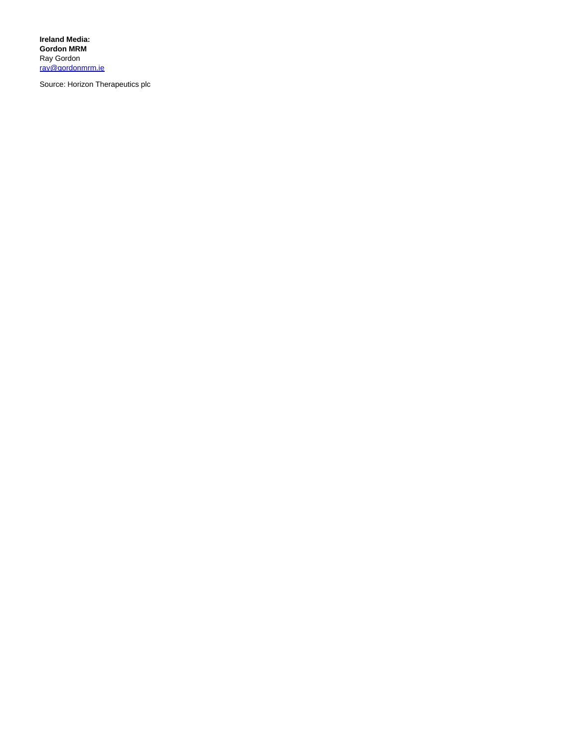**Ireland Media:**
**Gordon MRM**
Ray Gordon
[ray@gordonmrm.ie](mailto:ray@gordonmrm.ie)

Source: Horizon Therapeutics plc